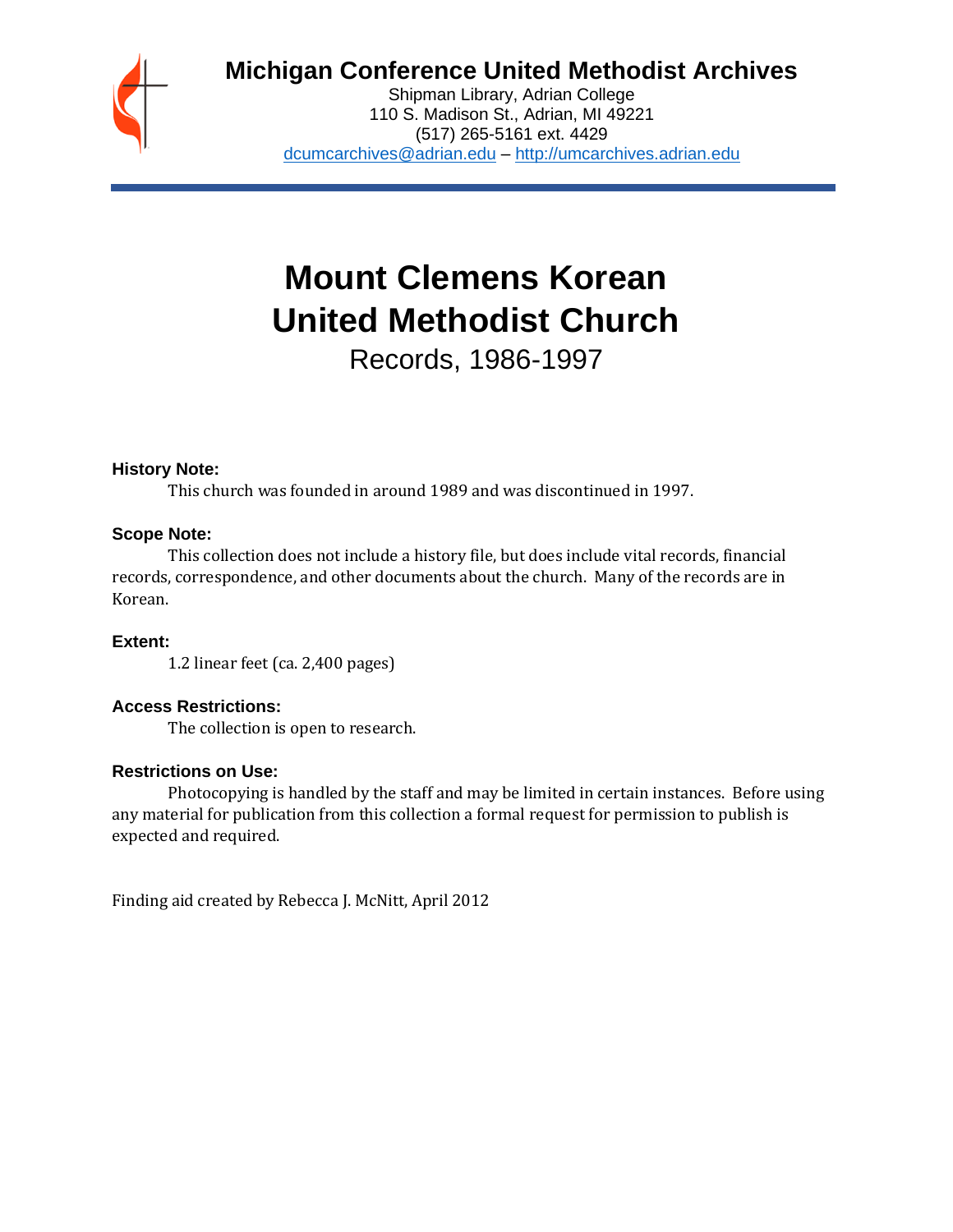# Michigan Conference United Methodist Archives

Shipman Library, Adrian College
110 S. Madison St., Adrian, MI 49221
(517) 265-5161 ext. 4429
dcumcarchives@adrian.edu – http://umcarchives.adrian.edu

# Mount Clemens Korean United Methodist Church

## Records, 1986-1997

**History Note:**

This church was founded in around 1989 and was discontinued in 1997.

**Scope Note:**

This collection does not include a history file, but does include vital records, financial records, correspondence, and other documents about the church. Many of the records are in Korean.

**Extent:**

1.2 linear feet (ca. 2,400 pages)

**Access Restrictions:**

The collection is open to research.

**Restrictions on Use:**

Photocopying is handled by the staff and may be limited in certain instances. Before using any material for publication from this collection a formal request for permission to publish is expected and required.

Finding aid created by Rebecca J. McNitt, April 2012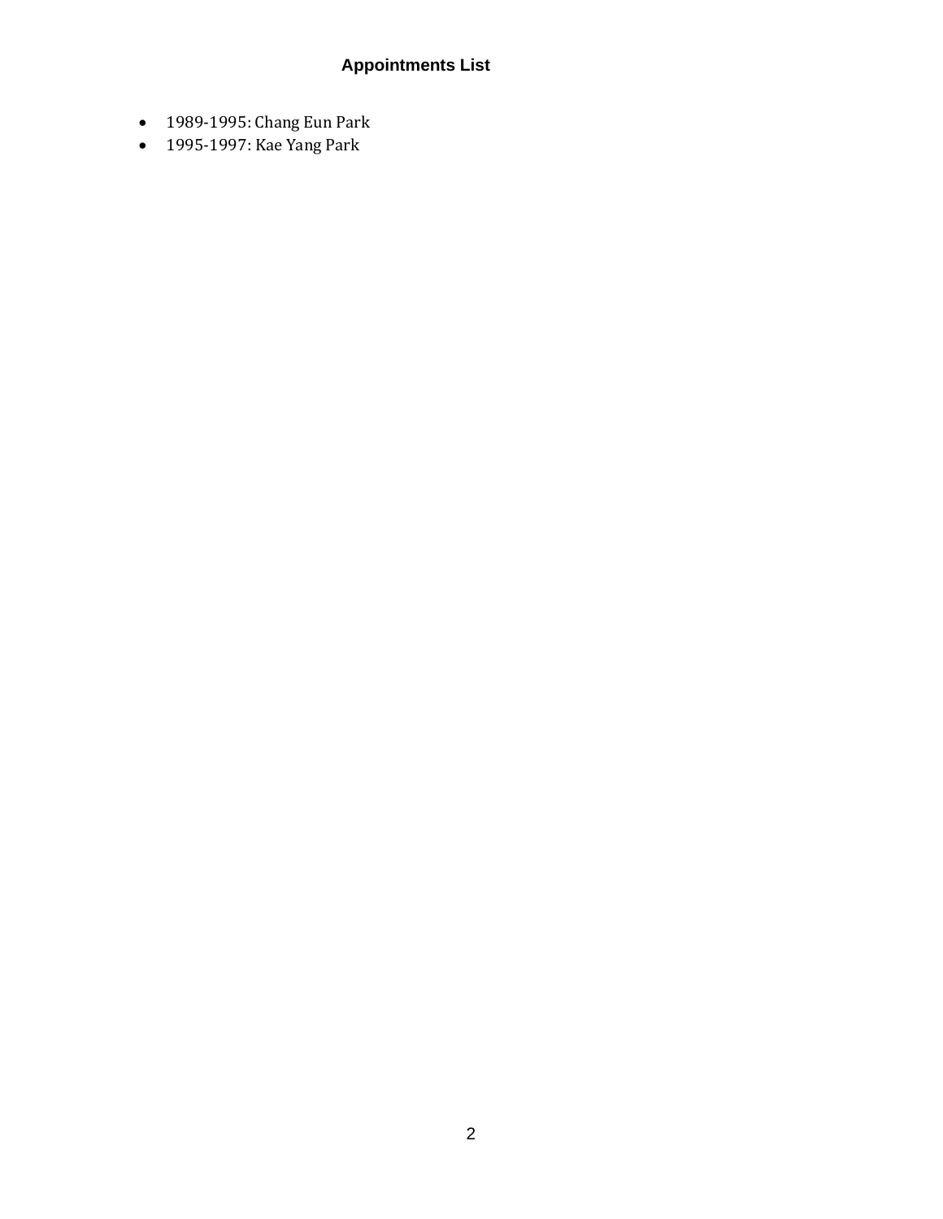## Appointments List

- 1989-1995: Chang Eun Park
- 1995-1997: Kae Yang Park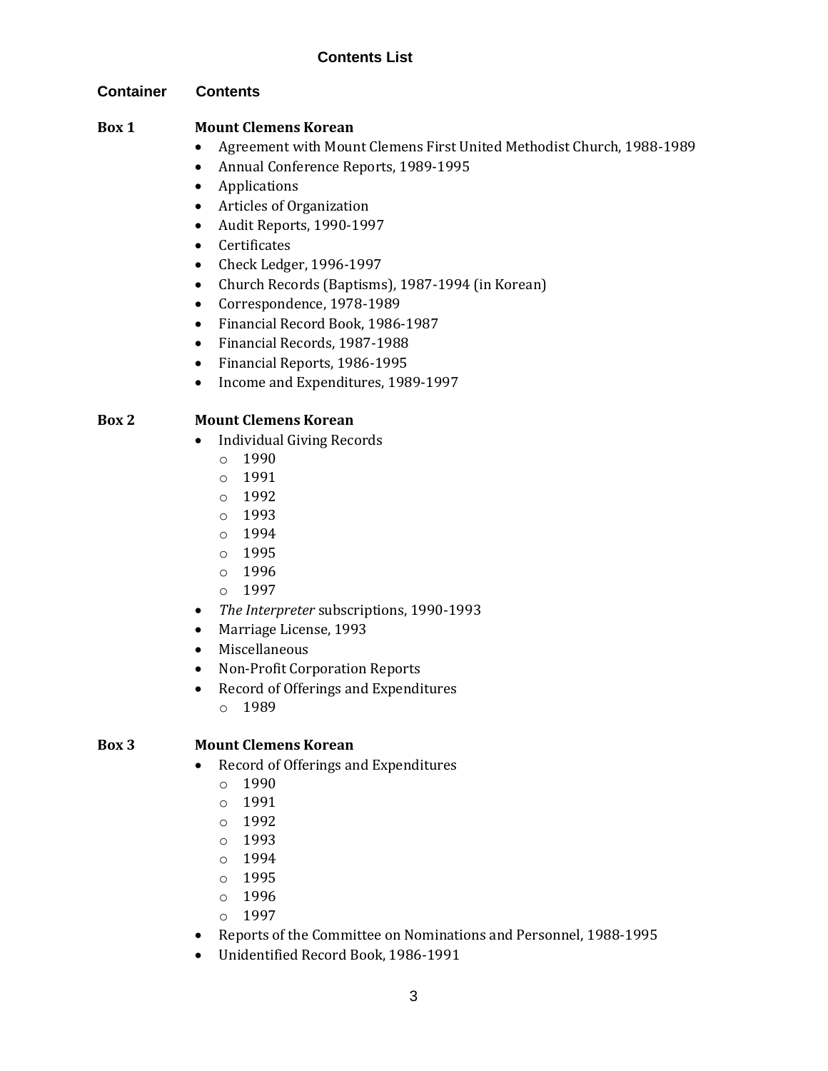## Contents List

| Container | Contents |
|---|---|
| **Box 1** | **Mount Clemens Korean**<br>• Agreement with Mount Clemens First United Methodist Church, 1988-1989<br>• Annual Conference Reports, 1989-1995<br>• Applications<br>• Articles of Organization<br>• Audit Reports, 1990-1997<br>• Certificates<br>• Check Ledger, 1996-1997<br>• Church Records (Baptisms), 1987-1994 (in Korean)<br>• Correspondence, 1978-1989<br>• Financial Record Book, 1986-1987<br>• Financial Records, 1987-1988<br>• Financial Reports, 1986-1995<br>• Income and Expenditures, 1989-1997 |
| **Box 2** | **Mount Clemens Korean**<br>• Individual Giving Records<br>  ○ 1990<br>  ○ 1991<br>  ○ 1992<br>  ○ 1993<br>  ○ 1994<br>  ○ 1995<br>  ○ 1996<br>  ○ 1997<br>• *The Interpreter* subscriptions, 1990-1993<br>• Marriage License, 1993<br>• Miscellaneous<br>• Non-Profit Corporation Reports<br>• Record of Offerings and Expenditures<br>  ○ 1989 |
| **Box 3** | **Mount Clemens Korean**<br>• Record of Offerings and Expenditures<br>  ○ 1990<br>  ○ 1991<br>  ○ 1992<br>  ○ 1993<br>  ○ 1994<br>  ○ 1995<br>  ○ 1996<br>  ○ 1997<br>• Reports of the Committee on Nominations and Personnel, 1988-1995<br>• Unidentified Record Book, 1986-1991 |